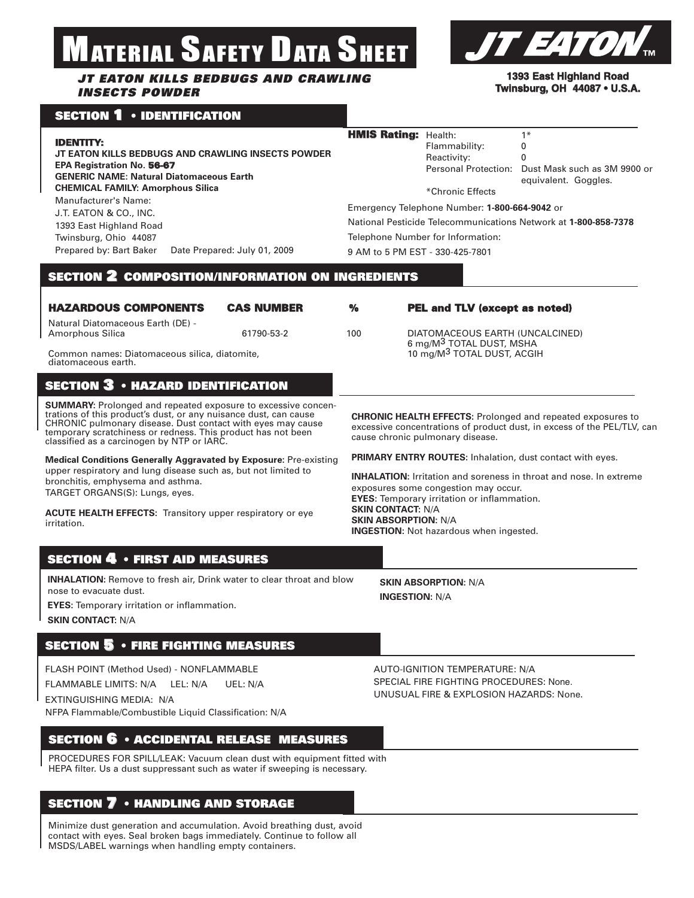# MATERIAL SAFETY DATA SHEET

***JT EATON KILLS BEDBUGS AND CRAWLING INSECTS POWDER***

**JT EATON™**

**1393 East Highland Road**
**Twinsburg, OH 44087 • U.S.A.**

## SECTION 1 • IDENTIFICATION

**IDENTITY:**
**JT EATON KILLS BEDBUGS AND CRAWLING INSECTS POWDER**
**EPA Registration No. 56-67**
**GENERIC NAME: Natural Diatomaceous Earth**
**CHEMICAL FAMILY: Amorphous Silica**
Manufacturer's Name:
J.T. EATON & CO., INC.
1393 East Highland Road
Twinsburg, Ohio 44087
Prepared by: Bart Baker    Date Prepared: July 01, 2009

**HMIS Rating:**
Health: 1*
Flammability: 0
Reactivity: 0
Personal Protection: Dust Mask such as 3M 9900 or equivalent. Goggles.
*Chronic Effects

Emergency Telephone Number: **1-800-664-9042** or
National Pesticide Telecommunications Network at **1-800-858-7378**
Telephone Number for Information:
9 AM to 5 PM EST - 330-425-7801

## SECTION 2 COMPOSITION/INFORMATION ON INGREDIENTS

| HAZARDOUS COMPONENTS | CAS NUMBER | % | PEL and TLV (except as noted) |
|---|---|---|---|
| Natural Diatomaceous Earth (DE) - Amorphous Silica | 61790-53-2 | 100 | DIATOMACEOUS EARTH (UNCALCINED) 6 mg/M$^3$ TOTAL DUST, MSHA 10 mg/M$^3$ TOTAL DUST, ACGIH |

Common names: Diatomaceous silica, diatomite, diatomaceous earth.

## SECTION 3 • HAZARD IDENTIFICATION

**SUMMARY:** Prolonged and repeated exposure to excessive concentrations of this product's dust, or any nuisance dust, can cause CHRONIC pulmonary disease. Dust contact with eyes may cause temporary scratchiness or redness. This product has not been classified as a carcinogen by NTP or IARC.

**Medical Conditions Generally Aggravated by Exposure:** Pre-existing upper respiratory and lung disease such as, but not limited to bronchitis, emphysema and asthma.
TARGET ORGANS(S): Lungs, eyes.

**ACUTE HEALTH EFFECTS:** Transitory upper respiratory or eye irritation.

**CHRONIC HEALTH EFFECTS:** Prolonged and repeated exposures to excessive concentrations of product dust, in excess of the PEL/TLV, can cause chronic pulmonary disease.

**PRIMARY ENTRY ROUTES:** Inhalation, dust contact with eyes.

**INHALATION:** Irritation and soreness in throat and nose. In extreme exposures some congestion may occur.
**EYES:** Temporary irritation or inflammation.
**SKIN CONTACT:** N/A
**SKIN ABSORPTION:** N/A
**INGESTION:** Not hazardous when ingested.

## SECTION 4 • FIRST AID MEASURES

**INHALATION:** Remove to fresh air, Drink water to clear throat and blow nose to evacuate dust.
**EYES:** Temporary irritation or inflammation.
**SKIN CONTACT:** N/A
**SKIN ABSORPTION:** N/A
**INGESTION:** N/A

## SECTION 5 • FIRE FIGHTING MEASURES

FLASH POINT (Method Used) - NONFLAMMABLE
FLAMMABLE LIMITS: N/A    LEL: N/A    UEL: N/A
EXTINGUISHING MEDIA: N/A
NFPA Flammable/Combustible Liquid Classification: N/A
AUTO-IGNITION TEMPERATURE: N/A
SPECIAL FIRE FIGHTING PROCEDURES: None.
UNUSUAL FIRE & EXPLOSION HAZARDS: None.

## SECTION 6 • ACCIDENTAL RELEASE MEASURES

PROCEDURES FOR SPILL/LEAK: Vacuum clean dust with equipment fitted with HEPA filter. Us a dust suppressant such as water if sweeping is necessary.

## SECTION 7 • HANDLING AND STORAGE

Minimize dust generation and accumulation. Avoid breathing dust, avoid contact with eyes. Seal broken bags immediately. Continue to follow all MSDS/LABEL warnings when handling empty containers.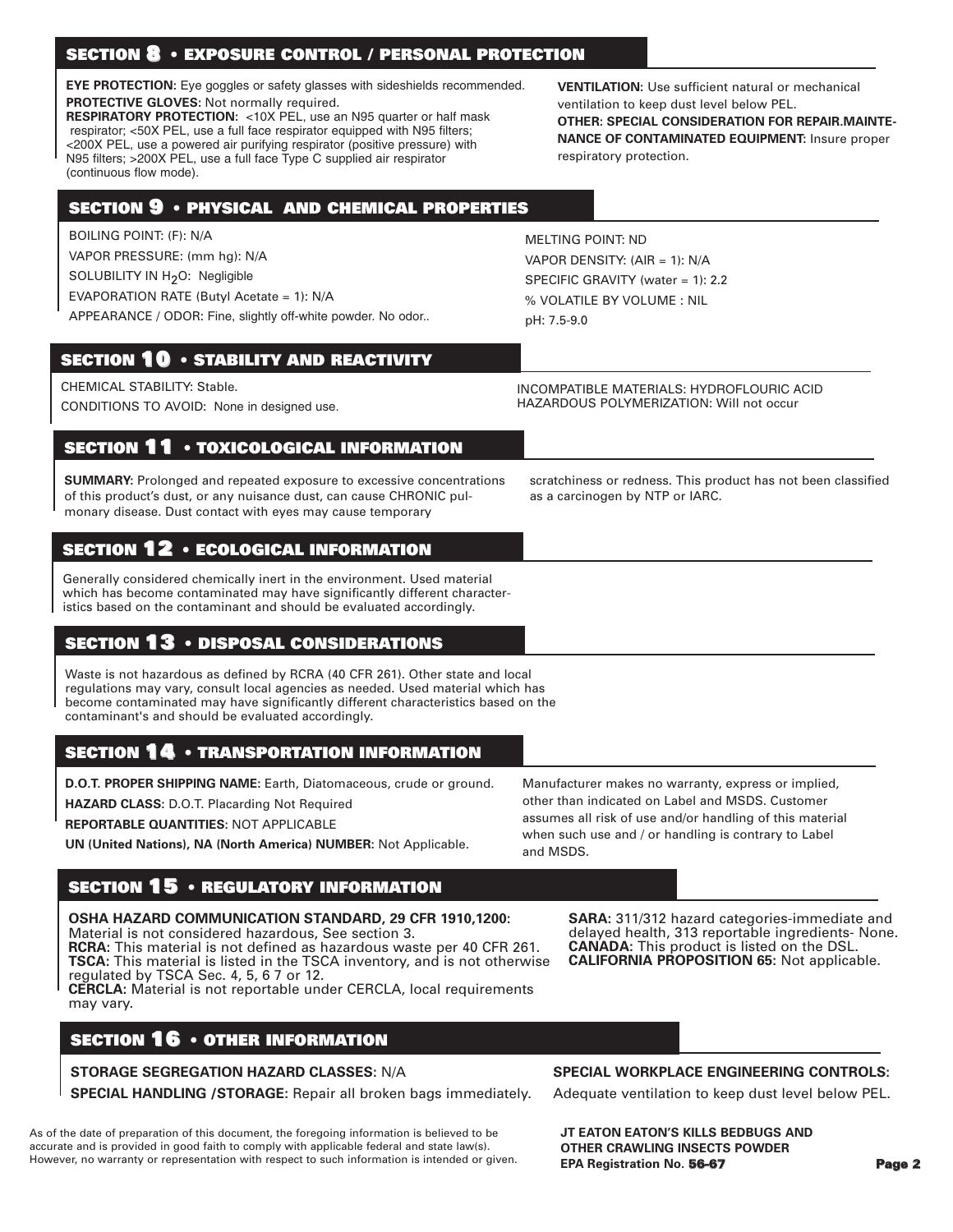## SECTION 8 • EXPOSURE CONTROL / PERSONAL PROTECTION

**EYE PROTECTION:** Eye goggles or safety glasses with sideshields recommended.

**PROTECTIVE GLOVES:** Not normally required.

**RESPIRATORY PROTECTION:** <10X PEL, use an N95 quarter or half mask respirator; <50X PEL, use a full face respirator equipped with N95 filters; <200X PEL, use a powered air purifying respirator (positive pressure) with N95 filters; >200X PEL, use a full face Type C supplied air respirator (continuous flow mode).

**VENTILATION:** Use sufficient natural or mechanical ventilation to keep dust level below PEL.

**OTHER: SPECIAL CONSIDERATION FOR REPAIR.MAINTENANCE OF CONTAMINATED EQUIPMENT:** Insure proper respiratory protection.

## SECTION 9 • PHYSICAL AND CHEMICAL PROPERTIES

BOILING POINT: (F): N/A

VAPOR PRESSURE: (mm hg): N/A

SOLUBILITY IN $H_2O$: Negligible

EVAPORATION RATE (Butyl Acetate = 1): N/A

APPEARANCE / ODOR: Fine, slightly off-white powder. No odor..

MELTING POINT: ND

VAPOR DENSITY: (AIR = 1): N/A

SPECIFIC GRAVITY (water = 1): 2.2

% VOLATILE BY VOLUME : NIL

pH: 7.5-9.0

## SECTION 10 • STABILITY AND REACTIVITY

CHEMICAL STABILITY: Stable.

CONDITIONS TO AVOID: None in designed use.

INCOMPATIBLE MATERIALS: HYDROFLOURIC ACID

HAZARDOUS POLYMERIZATION: Will not occur

## SECTION 11 • TOXICOLOGICAL INFORMATION

**SUMMARY:** Prolonged and repeated exposure to excessive concentrations of this product's dust, or any nuisance dust, can cause CHRONIC pulmonary disease. Dust contact with eyes may cause temporary scratchiness or redness. This product has not been classified as a carcinogen by NTP or IARC.

## SECTION 12 • ECOLOGICAL INFORMATION

Generally considered chemically inert in the environment. Used material which has become contaminated may have significantly different characteristics based on the contaminant and should be evaluated accordingly.

## SECTION 13 • DISPOSAL CONSIDERATIONS

Waste is not hazardous as defined by RCRA (40 CFR 261). Other state and local regulations may vary, consult local agencies as needed. Used material which has become contaminated may have significantly different characteristics based on the contaminant's and should be evaluated accordingly.

## SECTION 14 • TRANSPORTATION INFORMATION

**D.O.T. PROPER SHIPPING NAME:** Earth, Diatomaceous, crude or ground.

**HAZARD CLASS:** D.O.T. Placarding Not Required

**REPORTABLE QUANTITIES:** NOT APPLICABLE

**UN (United Nations), NA (North America) NUMBER:** Not Applicable.

Manufacturer makes no warranty, express or implied, other than indicated on Label and MSDS. Customer assumes all risk of use and/or handling of this material when such use and / or handling is contrary to Label and MSDS.

## SECTION 15 • REGULATORY INFORMATION

**OSHA HAZARD COMMUNICATION STANDARD, 29 CFR 1910,1200:** Material is not considered hazardous, See section 3.

**RCRA:** This material is not defined as hazardous waste per 40 CFR 261.

**TSCA:** This material is listed in the TSCA inventory, and is not otherwise regulated by TSCA Sec. 4, 5, 6 7 or 12.

**CERCLA:** Material is not reportable under CERCLA, local requirements may vary.

**SARA:** 311/312 hazard categories-immediate and delayed health, 313 reportable ingredients- None.

**CANADA:** This product is listed on the DSL.

**CALIFORNIA PROPOSITION 65:** Not applicable.

## SECTION 16 • OTHER INFORMATION

**STORAGE SEGREGATION HAZARD CLASSES:** N/A

**SPECIAL HANDLING /STORAGE:** Repair all broken bags immediately.

**SPECIAL WORKPLACE ENGINEERING CONTROLS:** Adequate ventilation to keep dust level below PEL.

As of the date of preparation of this document, the foregoing information is believed to be accurate and is provided in good faith to comply with applicable federal and state law(s). However, no warranty or representation with respect to such information is intended or given.

**JT EATON EATON'S KILLS BEDBUGS AND OTHER CRAWLING INSECTS POWDER**
**EPA Registration No. 56-67**